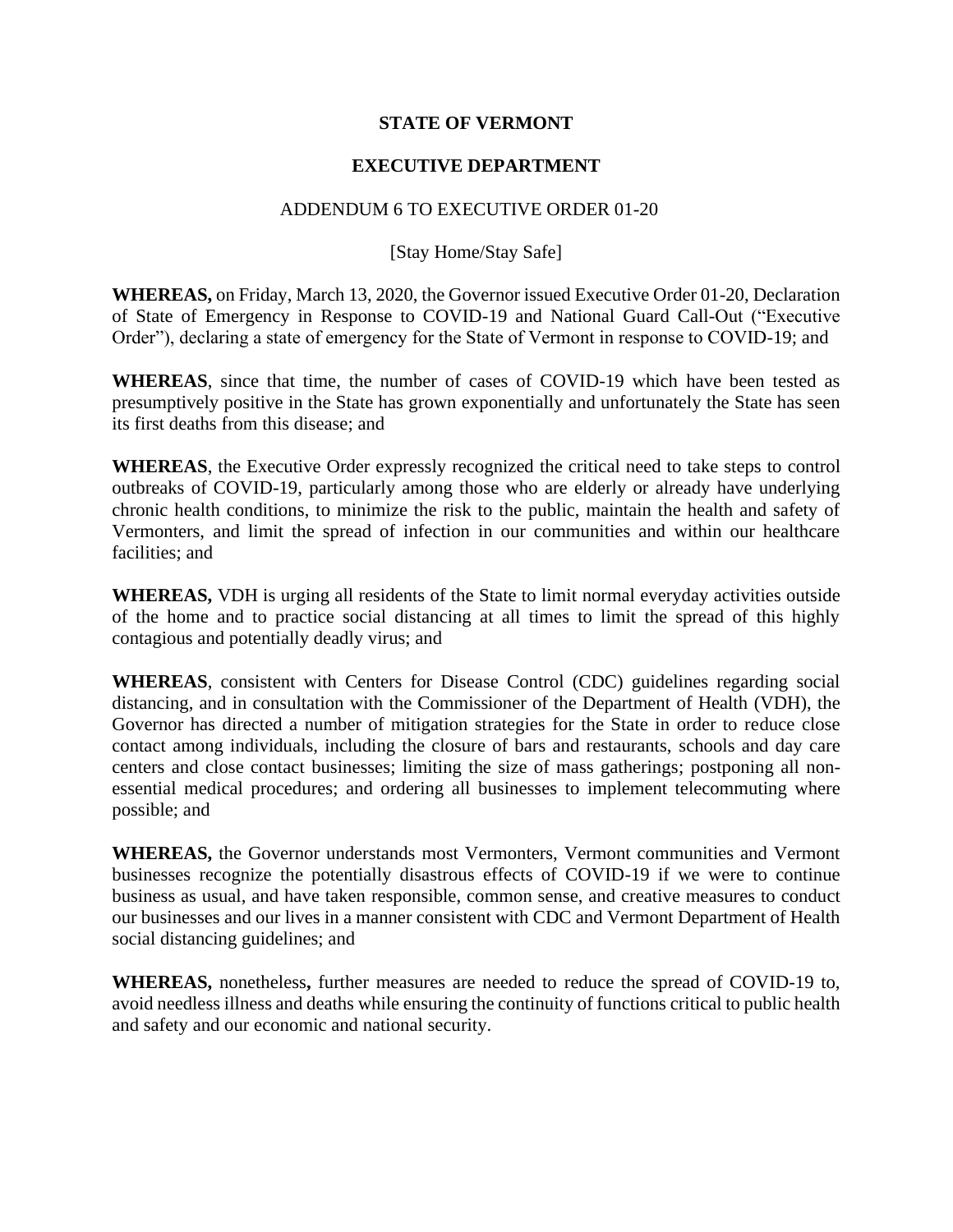**STATE OF VERMONT**

**EXECUTIVE DEPARTMENT**

ADDENDUM 6 TO EXECUTIVE ORDER 01-20

[Stay Home/Stay Safe]

**WHEREAS,** on Friday, March 13, 2020, the Governor issued Executive Order 01-20, Declaration of State of Emergency in Response to COVID-19 and National Guard Call-Out ("Executive Order"), declaring a state of emergency for the State of Vermont in response to COVID-19; and

**WHEREAS**, since that time, the number of cases of COVID-19 which have been tested as presumptively positive in the State has grown exponentially and unfortunately the State has seen its first deaths from this disease; and

**WHEREAS**, the Executive Order expressly recognized the critical need to take steps to control outbreaks of COVID-19, particularly among those who are elderly or already have underlying chronic health conditions, to minimize the risk to the public, maintain the health and safety of Vermonters, and limit the spread of infection in our communities and within our healthcare facilities; and

**WHEREAS,** VDH is urging all residents of the State to limit normal everyday activities outside of the home and to practice social distancing at all times to limit the spread of this highly contagious and potentially deadly virus; and

**WHEREAS**, consistent with Centers for Disease Control (CDC) guidelines regarding social distancing, and in consultation with the Commissioner of the Department of Health (VDH), the Governor has directed a number of mitigation strategies for the State in order to reduce close contact among individuals, including the closure of bars and restaurants, schools and day care centers and close contact businesses; limiting the size of mass gatherings; postponing all non-essential medical procedures; and ordering all businesses to implement telecommuting where possible; and

**WHEREAS,** the Governor understands most Vermonters, Vermont communities and Vermont businesses recognize the potentially disastrous effects of COVID-19 if we were to continue business as usual, and have taken responsible, common sense, and creative measures to conduct our businesses and our lives in a manner consistent with CDC and Vermont Department of Health social distancing guidelines; and

**WHEREAS,** nonetheless**,** further measures are needed to reduce the spread of COVID-19 to, avoid needless illness and deaths while ensuring the continuity of functions critical to public health and safety and our economic and national security.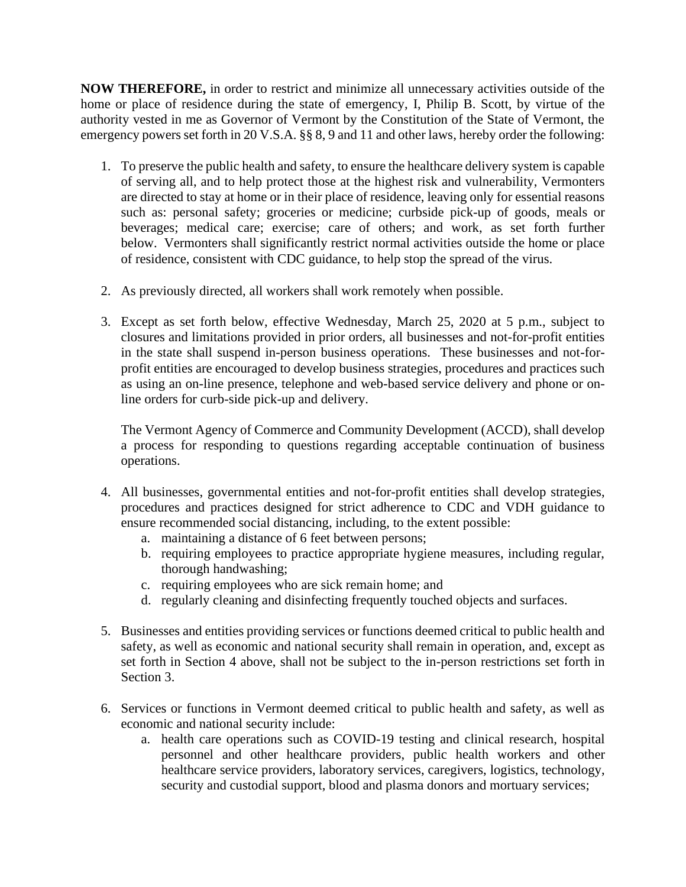**NOW THEREFORE,** in order to restrict and minimize all unnecessary activities outside of the home or place of residence during the state of emergency, I, Philip B. Scott, by virtue of the authority vested in me as Governor of Vermont by the Constitution of the State of Vermont, the emergency powers set forth in 20 V.S.A. §§ 8, 9 and 11 and other laws, hereby order the following:

1. To preserve the public health and safety, to ensure the healthcare delivery system is capable of serving all, and to help protect those at the highest risk and vulnerability, Vermonters are directed to stay at home or in their place of residence, leaving only for essential reasons such as: personal safety; groceries or medicine; curbside pick-up of goods, meals or beverages; medical care; exercise; care of others; and work, as set forth further below. Vermonters shall significantly restrict normal activities outside the home or place of residence, consistent with CDC guidance, to help stop the spread of the virus.

2. As previously directed, all workers shall work remotely when possible.

3. Except as set forth below, effective Wednesday, March 25, 2020 at 5 p.m., subject to closures and limitations provided in prior orders, all businesses and not-for-profit entities in the state shall suspend in-person business operations. These businesses and not-for-profit entities are encouraged to develop business strategies, procedures and practices such as using an on-line presence, telephone and web-based service delivery and phone or on-line orders for curb-side pick-up and delivery.

   The Vermont Agency of Commerce and Community Development (ACCD), shall develop a process for responding to questions regarding acceptable continuation of business operations.

4. All businesses, governmental entities and not-for-profit entities shall develop strategies, procedures and practices designed for strict adherence to CDC and VDH guidance to ensure recommended social distancing, including, to the extent possible:
   a. maintaining a distance of 6 feet between persons;
   b. requiring employees to practice appropriate hygiene measures, including regular, thorough handwashing;
   c. requiring employees who are sick remain home; and
   d. regularly cleaning and disinfecting frequently touched objects and surfaces.

5. Businesses and entities providing services or functions deemed critical to public health and safety, as well as economic and national security shall remain in operation, and, except as set forth in Section 4 above, shall not be subject to the in-person restrictions set forth in Section 3.

6. Services or functions in Vermont deemed critical to public health and safety, as well as economic and national security include:
   a. health care operations such as COVID-19 testing and clinical research, hospital personnel and other healthcare providers, public health workers and other healthcare service providers, laboratory services, caregivers, logistics, technology, security and custodial support, blood and plasma donors and mortuary services;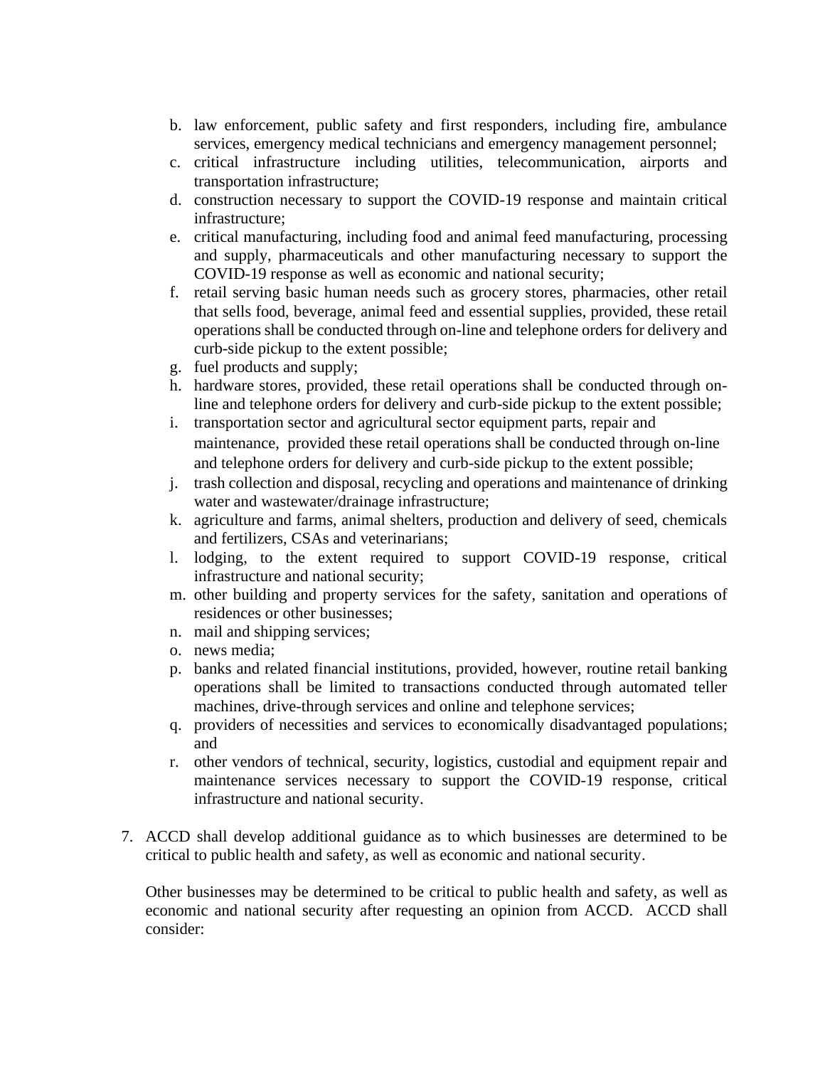b. law enforcement, public safety and first responders, including fire, ambulance services, emergency medical technicians and emergency management personnel;
c. critical infrastructure including utilities, telecommunication, airports and transportation infrastructure;
d. construction necessary to support the COVID-19 response and maintain critical infrastructure;
e. critical manufacturing, including food and animal feed manufacturing, processing and supply, pharmaceuticals and other manufacturing necessary to support the COVID-19 response as well as economic and national security;
f. retail serving basic human needs such as grocery stores, pharmacies, other retail that sells food, beverage, animal feed and essential supplies, provided, these retail operations shall be conducted through on-line and telephone orders for delivery and curb-side pickup to the extent possible;
g. fuel products and supply;
h. hardware stores, provided, these retail operations shall be conducted through on-line and telephone orders for delivery and curb-side pickup to the extent possible;
i. transportation sector and agricultural sector equipment parts, repair and maintenance, provided these retail operations shall be conducted through on-line and telephone orders for delivery and curb-side pickup to the extent possible;
j. trash collection and disposal, recycling and operations and maintenance of drinking water and wastewater/drainage infrastructure;
k. agriculture and farms, animal shelters, production and delivery of seed, chemicals and fertilizers, CSAs and veterinarians;
l. lodging, to the extent required to support COVID-19 response, critical infrastructure and national security;
m. other building and property services for the safety, sanitation and operations of residences or other businesses;
n. mail and shipping services;
o. news media;
p. banks and related financial institutions, provided, however, routine retail banking operations shall be limited to transactions conducted through automated teller machines, drive-through services and online and telephone services;
q. providers of necessities and services to economically disadvantaged populations; and
r. other vendors of technical, security, logistics, custodial and equipment repair and maintenance services necessary to support the COVID-19 response, critical infrastructure and national security.

7. ACCD shall develop additional guidance as to which businesses are determined to be critical to public health and safety, as well as economic and national security.

   Other businesses may be determined to be critical to public health and safety, as well as economic and national security after requesting an opinion from ACCD. ACCD shall consider: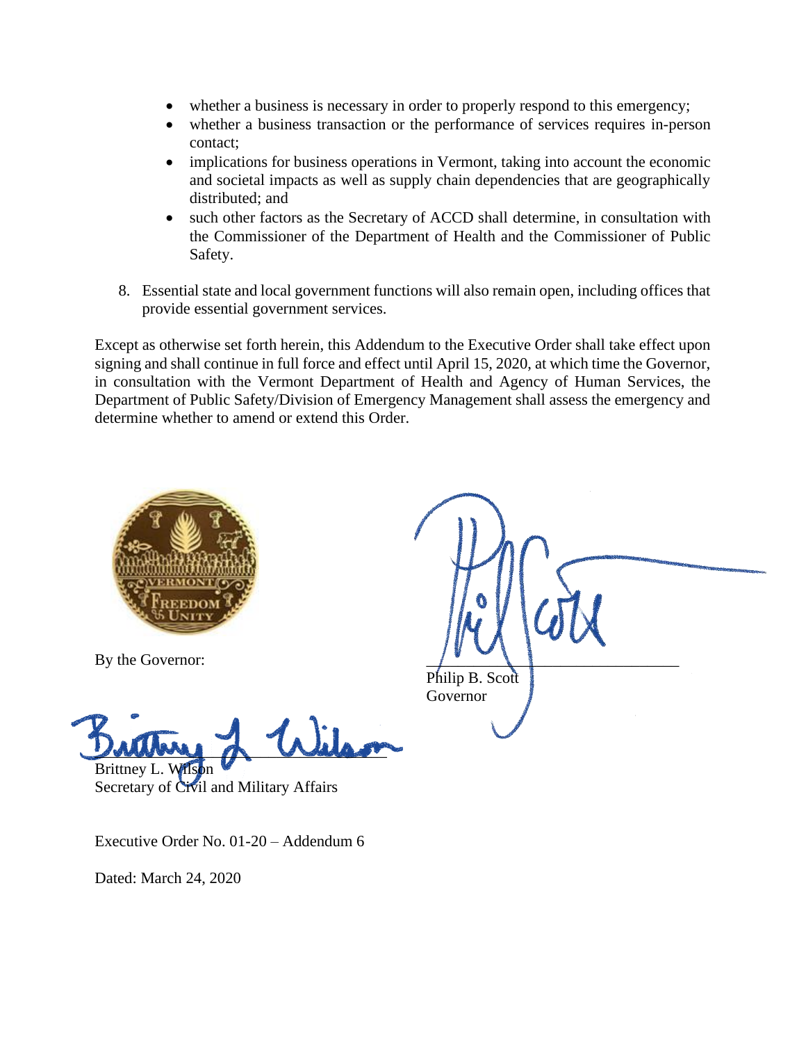- whether a business is necessary in order to properly respond to this emergency;
- whether a business transaction or the performance of services requires in-person contact;
- implications for business operations in Vermont, taking into account the economic and societal impacts as well as supply chain dependencies that are geographically distributed; and
- such other factors as the Secretary of ACCD shall determine, in consultation with the Commissioner of the Department of Health and the Commissioner of Public Safety.

8. Essential state and local government functions will also remain open, including offices that provide essential government services.

Except as otherwise set forth herein, this Addendum to the Executive Order shall take effect upon signing and shall continue in full force and effect until April 15, 2020, at which time the Governor, in consultation with the Vermont Department of Health and Agency of Human Services, the Department of Public Safety/Division of Emergency Management shall assess the emergency and determine whether to amend or extend this Order.

By the Governor:

Brittney L. Wilson
Secretary of Civil and Military Affairs

Philip B. Scott
Governor

Executive Order No. 01-20 – Addendum 6

Dated: March 24, 2020